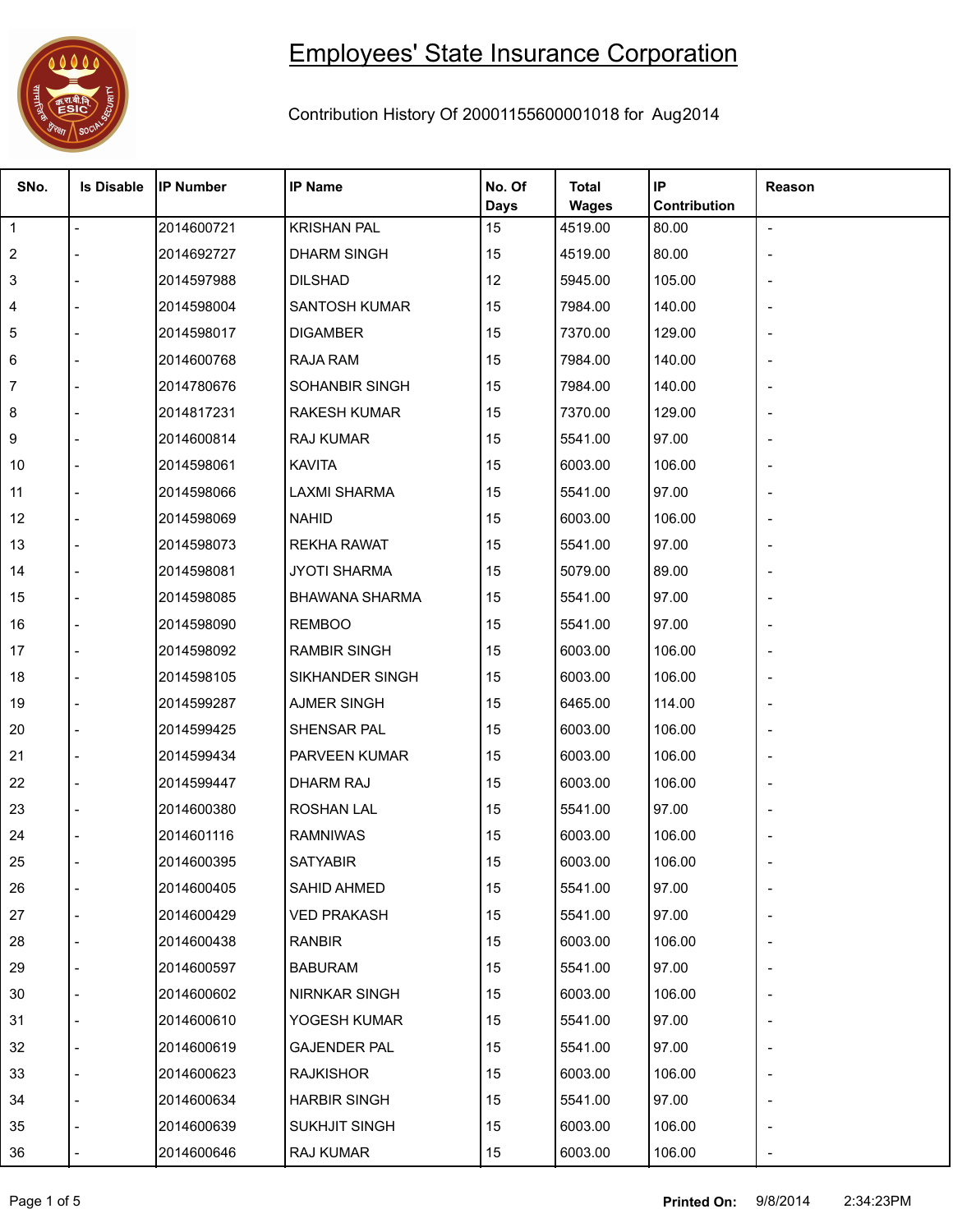# Employees' State Insurance Corporation

Contribution History Of 20001155600001018 for Aug2014

| SNo. | Is Disable | IP Number | IP Name | No. Of Days | Total Wages | IP Contribution | Reason |
|---|---|---|---|---|---|---|---|
| 1 | - | 2014600721 | KRISHAN PAL | 15 | 4519.00 | 80.00 | - |
| 2 | - | 2014692727 | DHARM SINGH | 15 | 4519.00 | 80.00 | - |
| 3 | - | 2014597988 | DILSHAD | 12 | 5945.00 | 105.00 | - |
| 4 | - | 2014598004 | SANTOSH KUMAR | 15 | 7984.00 | 140.00 | - |
| 5 | - | 2014598017 | DIGAMBER | 15 | 7370.00 | 129.00 | - |
| 6 | - | 2014600768 | RAJA RAM | 15 | 7984.00 | 140.00 | - |
| 7 | - | 2014780676 | SOHANBIR SINGH | 15 | 7984.00 | 140.00 | - |
| 8 | - | 2014817231 | RAKESH KUMAR | 15 | 7370.00 | 129.00 | - |
| 9 | - | 2014600814 | RAJ KUMAR | 15 | 5541.00 | 97.00 | - |
| 10 | - | 2014598061 | KAVITA | 15 | 6003.00 | 106.00 | - |
| 11 | - | 2014598066 | LAXMI SHARMA | 15 | 5541.00 | 97.00 | - |
| 12 | - | 2014598069 | NAHID | 15 | 6003.00 | 106.00 | - |
| 13 | - | 2014598073 | REKHA RAWAT | 15 | 5541.00 | 97.00 | - |
| 14 | - | 2014598081 | JYOTI SHARMA | 15 | 5079.00 | 89.00 | - |
| 15 | - | 2014598085 | BHAWANA SHARMA | 15 | 5541.00 | 97.00 | - |
| 16 | - | 2014598090 | REMBOO | 15 | 5541.00 | 97.00 | - |
| 17 | - | 2014598092 | RAMBIR SINGH | 15 | 6003.00 | 106.00 | - |
| 18 | - | 2014598105 | SIKHANDER SINGH | 15 | 6003.00 | 106.00 | - |
| 19 | - | 2014599287 | AJMER SINGH | 15 | 6465.00 | 114.00 | - |
| 20 | - | 2014599425 | SHENSAR PAL | 15 | 6003.00 | 106.00 | - |
| 21 | - | 2014599434 | PARVEEN KUMAR | 15 | 6003.00 | 106.00 | - |
| 22 | - | 2014599447 | DHARM RAJ | 15 | 6003.00 | 106.00 | - |
| 23 | - | 2014600380 | ROSHAN LAL | 15 | 5541.00 | 97.00 | - |
| 24 | - | 2014601116 | RAMNIWAS | 15 | 6003.00 | 106.00 | - |
| 25 | - | 2014600395 | SATYABIR | 15 | 6003.00 | 106.00 | - |
| 26 | - | 2014600405 | SAHID AHMED | 15 | 5541.00 | 97.00 | - |
| 27 | - | 2014600429 | VED PRAKASH | 15 | 5541.00 | 97.00 | - |
| 28 | - | 2014600438 | RANBIR | 15 | 6003.00 | 106.00 | - |
| 29 | - | 2014600597 | BABURAM | 15 | 5541.00 | 97.00 | - |
| 30 | - | 2014600602 | NIRNKAR SINGH | 15 | 6003.00 | 106.00 | - |
| 31 | - | 2014600610 | YOGESH KUMAR | 15 | 5541.00 | 97.00 | - |
| 32 | - | 2014600619 | GAJENDER PAL | 15 | 5541.00 | 97.00 | - |
| 33 | - | 2014600623 | RAJKISHOR | 15 | 6003.00 | 106.00 | - |
| 34 | - | 2014600634 | HARBIR SINGH | 15 | 5541.00 | 97.00 | - |
| 35 | - | 2014600639 | SUKHJIT SINGH | 15 | 6003.00 | 106.00 | - |
| 36 | - | 2014600646 | RAJ KUMAR | 15 | 6003.00 | 106.00 | - |

**Printed On:** 9/8/2014 2:34:23PM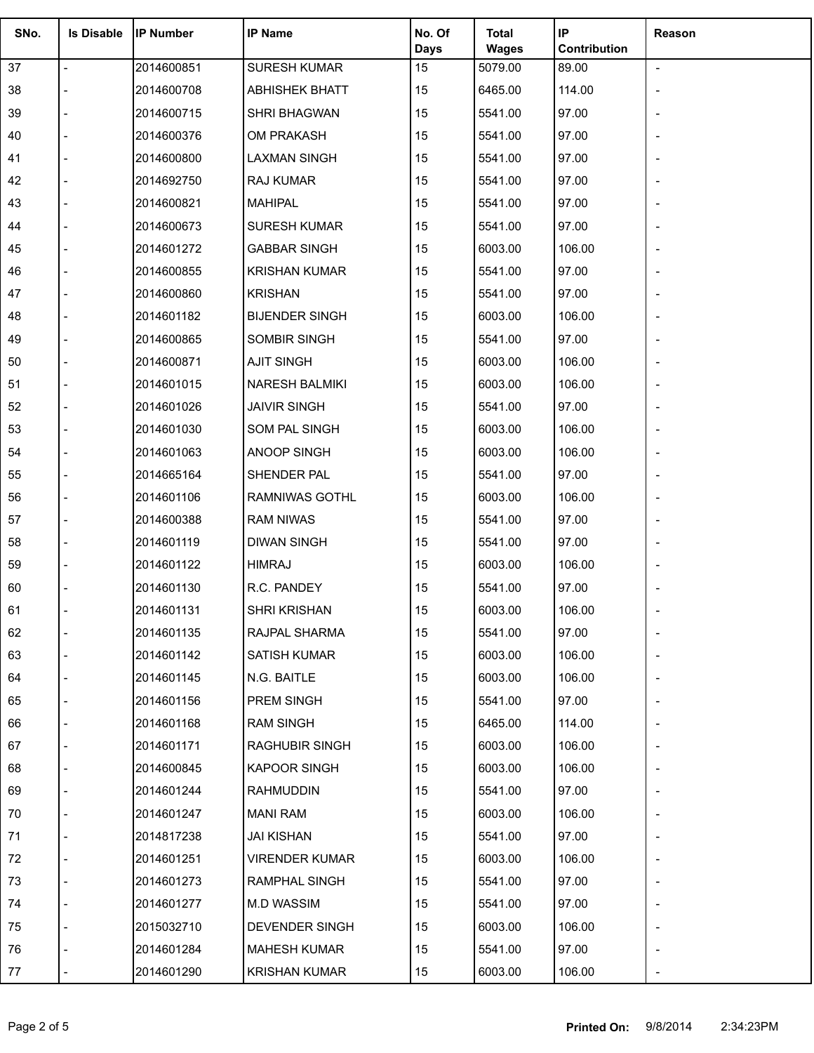| SNo. | Is Disable | IP Number | IP Name | No. Of Days | Total Wages | IP Contribution | Reason |
|---|---|---|---|---|---|---|---|
| 37 | - | 2014600851 | SURESH KUMAR | 15 | 5079.00 | 89.00 | - |
| 38 | - | 2014600708 | ABHISHEK BHATT | 15 | 6465.00 | 114.00 | - |
| 39 | - | 2014600715 | SHRI BHAGWAN | 15 | 5541.00 | 97.00 | - |
| 40 | - | 2014600376 | OM PRAKASH | 15 | 5541.00 | 97.00 | - |
| 41 | - | 2014600800 | LAXMAN SINGH | 15 | 5541.00 | 97.00 | - |
| 42 | - | 2014692750 | RAJ KUMAR | 15 | 5541.00 | 97.00 | - |
| 43 | - | 2014600821 | MAHIPAL | 15 | 5541.00 | 97.00 | - |
| 44 | - | 2014600673 | SURESH KUMAR | 15 | 5541.00 | 97.00 | - |
| 45 | - | 2014601272 | GABBAR SINGH | 15 | 6003.00 | 106.00 | - |
| 46 | - | 2014600855 | KRISHAN KUMAR | 15 | 5541.00 | 97.00 | - |
| 47 | - | 2014600860 | KRISHAN | 15 | 5541.00 | 97.00 | - |
| 48 | - | 2014601182 | BIJENDER SINGH | 15 | 6003.00 | 106.00 | - |
| 49 | - | 2014600865 | SOMBIR SINGH | 15 | 5541.00 | 97.00 | - |
| 50 | - | 2014600871 | AJIT SINGH | 15 | 6003.00 | 106.00 | - |
| 51 | - | 2014601015 | NARESH BALMIKI | 15 | 6003.00 | 106.00 | - |
| 52 | - | 2014601026 | JAIVIR SINGH | 15 | 5541.00 | 97.00 | - |
| 53 | - | 2014601030 | SOM PAL SINGH | 15 | 6003.00 | 106.00 | - |
| 54 | - | 2014601063 | ANOOP SINGH | 15 | 6003.00 | 106.00 | - |
| 55 | - | 2014665164 | SHENDER PAL | 15 | 5541.00 | 97.00 | - |
| 56 | - | 2014601106 | RAMNIWAS GOTHL | 15 | 6003.00 | 106.00 | - |
| 57 | - | 2014600388 | RAM NIWAS | 15 | 5541.00 | 97.00 | - |
| 58 | - | 2014601119 | DIWAN SINGH | 15 | 5541.00 | 97.00 | - |
| 59 | - | 2014601122 | HIMRAJ | 15 | 6003.00 | 106.00 | - |
| 60 | - | 2014601130 | R.C. PANDEY | 15 | 5541.00 | 97.00 | - |
| 61 | - | 2014601131 | SHRI KRISHAN | 15 | 6003.00 | 106.00 | - |
| 62 | - | 2014601135 | RAJPAL SHARMA | 15 | 5541.00 | 97.00 | - |
| 63 | - | 2014601142 | SATISH KUMAR | 15 | 6003.00 | 106.00 | - |
| 64 | - | 2014601145 | N.G. BAITLE | 15 | 6003.00 | 106.00 | - |
| 65 | - | 2014601156 | PREM SINGH | 15 | 5541.00 | 97.00 | - |
| 66 | - | 2014601168 | RAM SINGH | 15 | 6465.00 | 114.00 | - |
| 67 | - | 2014601171 | RAGHUBIR SINGH | 15 | 6003.00 | 106.00 | - |
| 68 | - | 2014600845 | KAPOOR SINGH | 15 | 6003.00 | 106.00 | - |
| 69 | - | 2014601244 | RAHMUDDIN | 15 | 5541.00 | 97.00 | - |
| 70 | - | 2014601247 | MANI RAM | 15 | 6003.00 | 106.00 | - |
| 71 | - | 2014817238 | JAI KISHAN | 15 | 5541.00 | 97.00 | - |
| 72 | - | 2014601251 | VIRENDER KUMAR | 15 | 6003.00 | 106.00 | - |
| 73 | - | 2014601273 | RAMPHAL SINGH | 15 | 5541.00 | 97.00 | - |
| 74 | - | 2014601277 | M.D WASSIM | 15 | 5541.00 | 97.00 | - |
| 75 | - | 2015032710 | DEVENDER SINGH | 15 | 6003.00 | 106.00 | - |
| 76 | - | 2014601284 | MAHESH KUMAR | 15 | 5541.00 | 97.00 | - |
| 77 | - | 2014601290 | KRISHAN KUMAR | 15 | 6003.00 | 106.00 | - |

**Printed On:** 9/8/2014 2:34:23PM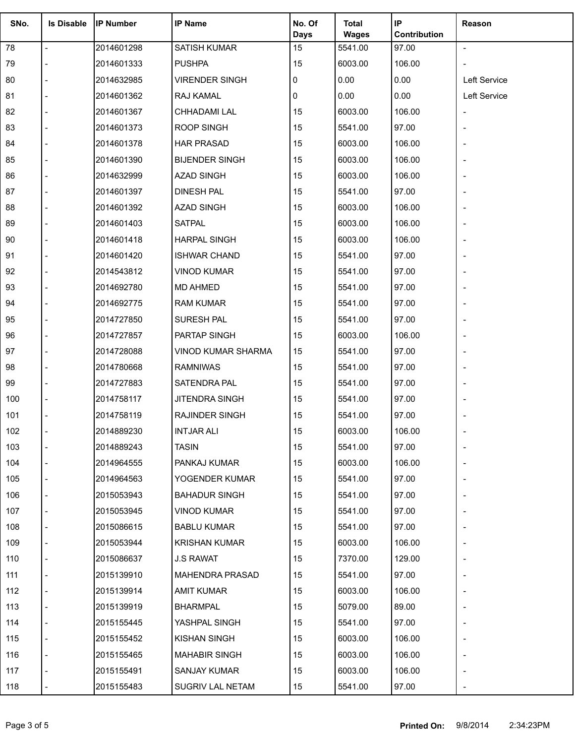| SNo. | Is Disable | IP Number | IP Name | No. Of Days | Total Wages | IP Contribution | Reason |
|---|---|---|---|---|---|---|---|
| 78 | - | 2014601298 | SATISH KUMAR | 15 | 5541.00 | 97.00 | - |
| 79 | - | 2014601333 | PUSHPA | 15 | 6003.00 | 106.00 | - |
| 80 | - | 2014632985 | VIRENDER SINGH | 0 | 0.00 | 0.00 | Left Service |
| 81 | - | 2014601362 | RAJ KAMAL | 0 | 0.00 | 0.00 | Left Service |
| 82 | - | 2014601367 | CHHADAMI LAL | 15 | 6003.00 | 106.00 | - |
| 83 | - | 2014601373 | ROOP SINGH | 15 | 5541.00 | 97.00 | - |
| 84 | - | 2014601378 | HAR PRASAD | 15 | 6003.00 | 106.00 | - |
| 85 | - | 2014601390 | BIJENDER SINGH | 15 | 6003.00 | 106.00 | - |
| 86 | - | 2014632999 | AZAD SINGH | 15 | 6003.00 | 106.00 | - |
| 87 | - | 2014601397 | DINESH PAL | 15 | 5541.00 | 97.00 | - |
| 88 | - | 2014601392 | AZAD SINGH | 15 | 6003.00 | 106.00 | - |
| 89 | - | 2014601403 | SATPAL | 15 | 6003.00 | 106.00 | - |
| 90 | - | 2014601418 | HARPAL SINGH | 15 | 6003.00 | 106.00 | - |
| 91 | - | 2014601420 | ISHWAR CHAND | 15 | 5541.00 | 97.00 | - |
| 92 | - | 2014543812 | VINOD KUMAR | 15 | 5541.00 | 97.00 | - |
| 93 | - | 2014692780 | MD AHMED | 15 | 5541.00 | 97.00 | - |
| 94 | - | 2014692775 | RAM KUMAR | 15 | 5541.00 | 97.00 | - |
| 95 | - | 2014727850 | SURESH PAL | 15 | 5541.00 | 97.00 | - |
| 96 | - | 2014727857 | PARTAP SINGH | 15 | 6003.00 | 106.00 | - |
| 97 | - | 2014728088 | VINOD KUMAR SHARMA | 15 | 5541.00 | 97.00 | - |
| 98 | - | 2014780668 | RAMNIWAS | 15 | 5541.00 | 97.00 | - |
| 99 | - | 2014727883 | SATENDRA PAL | 15 | 5541.00 | 97.00 | - |
| 100 | - | 2014758117 | JITENDRA SINGH | 15 | 5541.00 | 97.00 | - |
| 101 | - | 2014758119 | RAJINDER SINGH | 15 | 5541.00 | 97.00 | - |
| 102 | - | 2014889230 | INTJAR ALI | 15 | 6003.00 | 106.00 | - |
| 103 | - | 2014889243 | TASIN | 15 | 5541.00 | 97.00 | - |
| 104 | - | 2014964555 | PANKAJ KUMAR | 15 | 6003.00 | 106.00 | - |
| 105 | - | 2014964563 | YOGENDER KUMAR | 15 | 5541.00 | 97.00 | - |
| 106 | - | 2015053943 | BAHADUR SINGH | 15 | 5541.00 | 97.00 | - |
| 107 | - | 2015053945 | VINOD KUMAR | 15 | 5541.00 | 97.00 | - |
| 108 | - | 2015086615 | BABLU KUMAR | 15 | 5541.00 | 97.00 | - |
| 109 | - | 2015053944 | KRISHAN KUMAR | 15 | 6003.00 | 106.00 | - |
| 110 | - | 2015086637 | J.S RAWAT | 15 | 7370.00 | 129.00 | - |
| 111 | - | 2015139910 | MAHENDRA PRASAD | 15 | 5541.00 | 97.00 | - |
| 112 | - | 2015139914 | AMIT KUMAR | 15 | 6003.00 | 106.00 | - |
| 113 | - | 2015139919 | BHARMPAL | 15 | 5079.00 | 89.00 | - |
| 114 | - | 2015155445 | YASHPAL SINGH | 15 | 5541.00 | 97.00 | - |
| 115 | - | 2015155452 | KISHAN SINGH | 15 | 6003.00 | 106.00 | - |
| 116 | - | 2015155465 | MAHABIR SINGH | 15 | 6003.00 | 106.00 | - |
| 117 | - | 2015155491 | SANJAY KUMAR | 15 | 6003.00 | 106.00 | - |
| 118 | - | 2015155483 | SUGRIV LAL NETAM | 15 | 5541.00 | 97.00 | - |

**Printed On:** 9/8/2014 2:34:23PM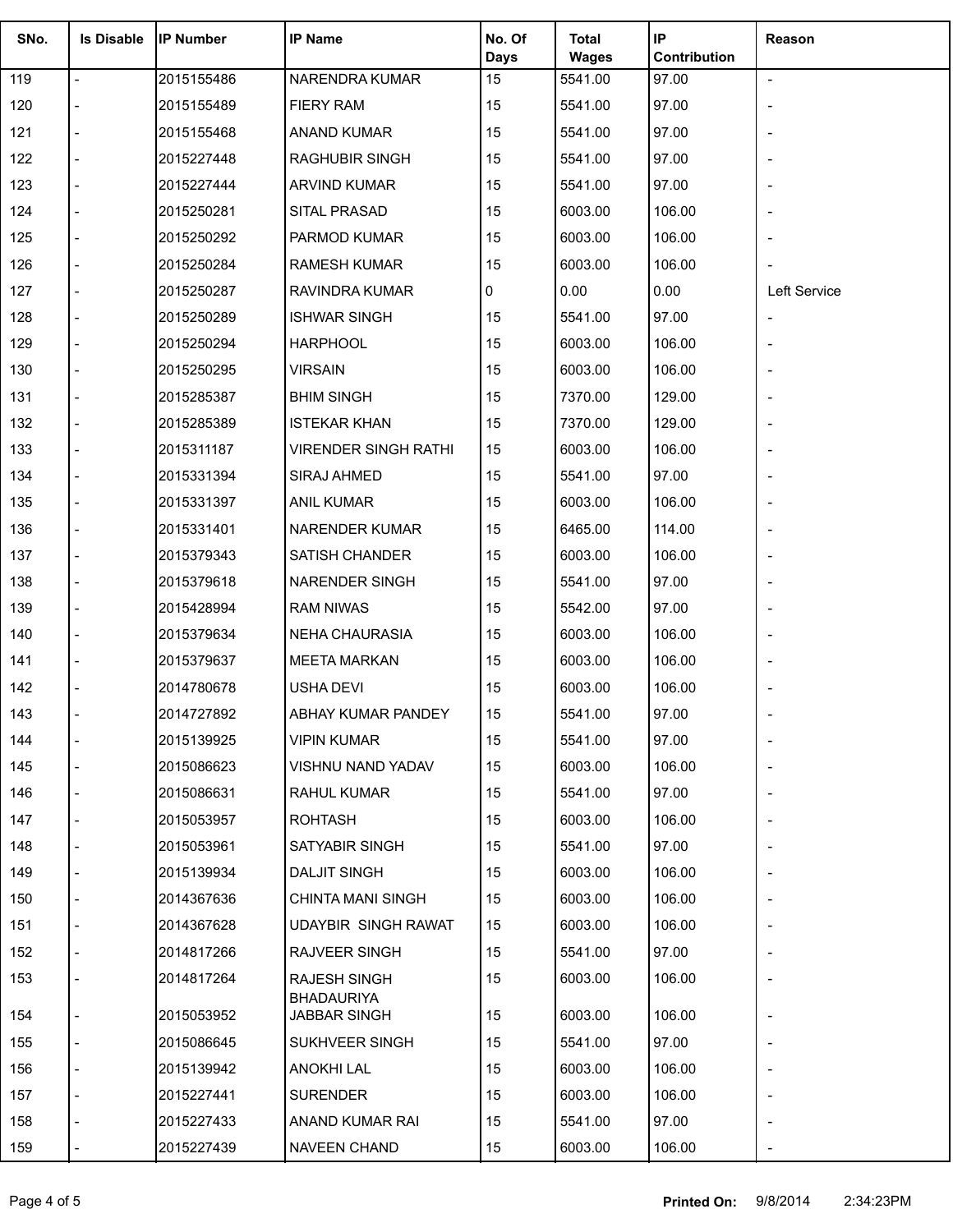| SNo. | Is Disable | IP Number | IP Name | No. Of Days | Total Wages | IP Contribution | Reason |
|---|---|---|---|---|---|---|---|
| 119 | - | 2015155486 | NARENDRA KUMAR | 15 | 5541.00 | 97.00 | - |
| 120 | - | 2015155489 | FIERY RAM | 15 | 5541.00 | 97.00 | - |
| 121 | - | 2015155468 | ANAND KUMAR | 15 | 5541.00 | 97.00 | - |
| 122 | - | 2015227448 | RAGHUBIR SINGH | 15 | 5541.00 | 97.00 | - |
| 123 | - | 2015227444 | ARVIND KUMAR | 15 | 5541.00 | 97.00 | - |
| 124 | - | 2015250281 | SITAL PRASAD | 15 | 6003.00 | 106.00 | - |
| 125 | - | 2015250292 | PARMOD KUMAR | 15 | 6003.00 | 106.00 | - |
| 126 | - | 2015250284 | RAMESH KUMAR | 15 | 6003.00 | 106.00 | - |
| 127 | - | 2015250287 | RAVINDRA KUMAR | 0 | 0.00 | 0.00 | Left Service |
| 128 | - | 2015250289 | ISHWAR SINGH | 15 | 5541.00 | 97.00 | - |
| 129 | - | 2015250294 | HARPHOOL | 15 | 6003.00 | 106.00 | - |
| 130 | - | 2015250295 | VIRSAIN | 15 | 6003.00 | 106.00 | - |
| 131 | - | 2015285387 | BHIM SINGH | 15 | 7370.00 | 129.00 | - |
| 132 | - | 2015285389 | ISTEKAR KHAN | 15 | 7370.00 | 129.00 | - |
| 133 | - | 2015311187 | VIRENDER SINGH RATHI | 15 | 6003.00 | 106.00 | - |
| 134 | - | 2015331394 | SIRAJ AHMED | 15 | 5541.00 | 97.00 | - |
| 135 | - | 2015331397 | ANIL KUMAR | 15 | 6003.00 | 106.00 | - |
| 136 | - | 2015331401 | NARENDER KUMAR | 15 | 6465.00 | 114.00 | - |
| 137 | - | 2015379343 | SATISH CHANDER | 15 | 6003.00 | 106.00 | - |
| 138 | - | 2015379618 | NARENDER SINGH | 15 | 5541.00 | 97.00 | - |
| 139 | - | 2015428994 | RAM NIWAS | 15 | 5542.00 | 97.00 | - |
| 140 | - | 2015379634 | NEHA CHAURASIA | 15 | 6003.00 | 106.00 | - |
| 141 | - | 2015379637 | MEETA MARKAN | 15 | 6003.00 | 106.00 | - |
| 142 | - | 2014780678 | USHA DEVI | 15 | 6003.00 | 106.00 | - |
| 143 | - | 2014727892 | ABHAY KUMAR PANDEY | 15 | 5541.00 | 97.00 | - |
| 144 | - | 2015139925 | VIPIN KUMAR | 15 | 5541.00 | 97.00 | - |
| 145 | - | 2015086623 | VISHNU NAND YADAV | 15 | 6003.00 | 106.00 | - |
| 146 | - | 2015086631 | RAHUL KUMAR | 15 | 5541.00 | 97.00 | - |
| 147 | - | 2015053957 | ROHTASH | 15 | 6003.00 | 106.00 | - |
| 148 | - | 2015053961 | SATYABIR SINGH | 15 | 5541.00 | 97.00 | - |
| 149 | - | 2015139934 | DALJIT SINGH | 15 | 6003.00 | 106.00 | - |
| 150 | - | 2014367636 | CHINTA MANI SINGH | 15 | 6003.00 | 106.00 | - |
| 151 | - | 2014367628 | UDAYBIR SINGH RAWAT | 15 | 6003.00 | 106.00 | - |
| 152 | - | 2014817266 | RAJVEER SINGH | 15 | 5541.00 | 97.00 | - |
| 153 | - | 2014817264 | RAJESH SINGH BHADAURIYA | 15 | 6003.00 | 106.00 | - |
| 154 | - | 2015053952 | JABBAR SINGH | 15 | 6003.00 | 106.00 | - |
| 155 | - | 2015086645 | SUKHVEER SINGH | 15 | 5541.00 | 97.00 | - |
| 156 | - | 2015139942 | ANOKHI LAL | 15 | 6003.00 | 106.00 | - |
| 157 | - | 2015227441 | SURENDER | 15 | 6003.00 | 106.00 | - |
| 158 | - | 2015227433 | ANAND KUMAR RAI | 15 | 5541.00 | 97.00 | - |
| 159 | - | 2015227439 | NAVEEN CHAND | 15 | 6003.00 | 106.00 | - |

**Printed On:** 9/8/2014 2:34:23PM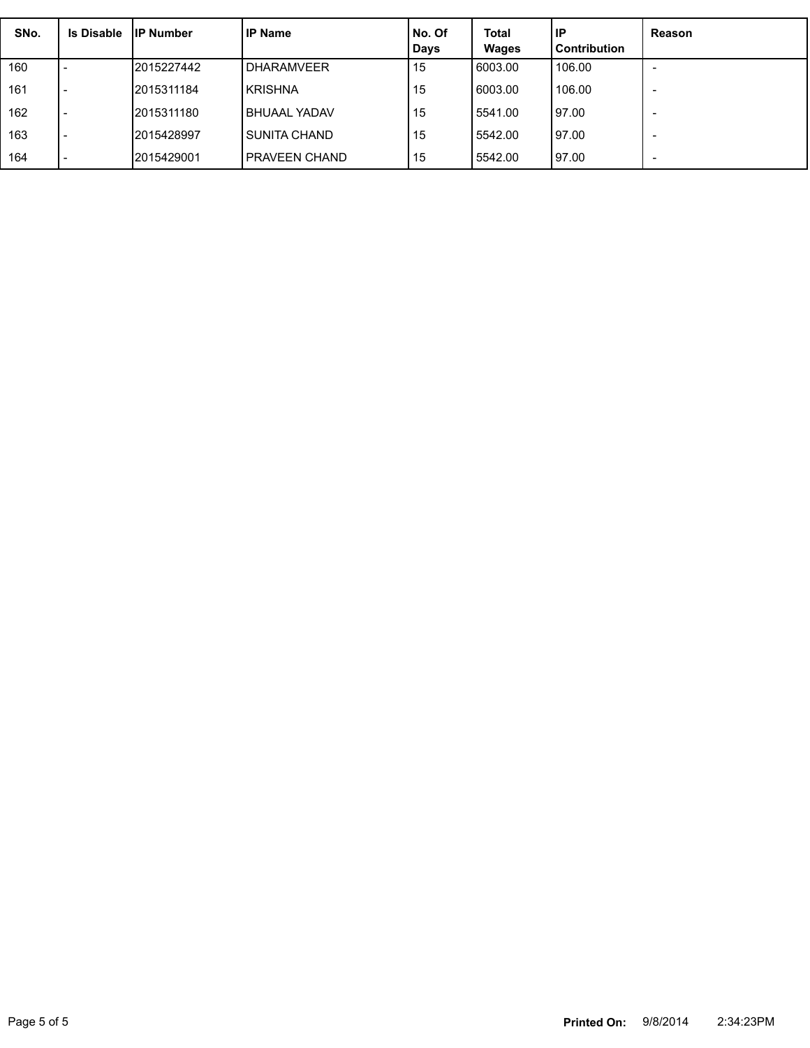| SNo. | Is Disable | IP Number | IP Name | No. Of Days | Total Wages | IP Contribution | Reason |
|---|---|---|---|---|---|---|---|
| 160 | - | 2015227442 | DHARAMVEER | 15 | 6003.00 | 106.00 | - |
| 161 | - | 2015311184 | KRISHNA | 15 | 6003.00 | 106.00 | - |
| 162 | - | 2015311180 | BHUAAL YADAV | 15 | 5541.00 | 97.00 | - |
| 163 | - | 2015428997 | SUNITA CHAND | 15 | 5542.00 | 97.00 | - |
| 164 | - | 2015429001 | PRAVEEN CHAND | 15 | 5542.00 | 97.00 | - |

**Printed On:** 9/8/2014 2:34:23PM